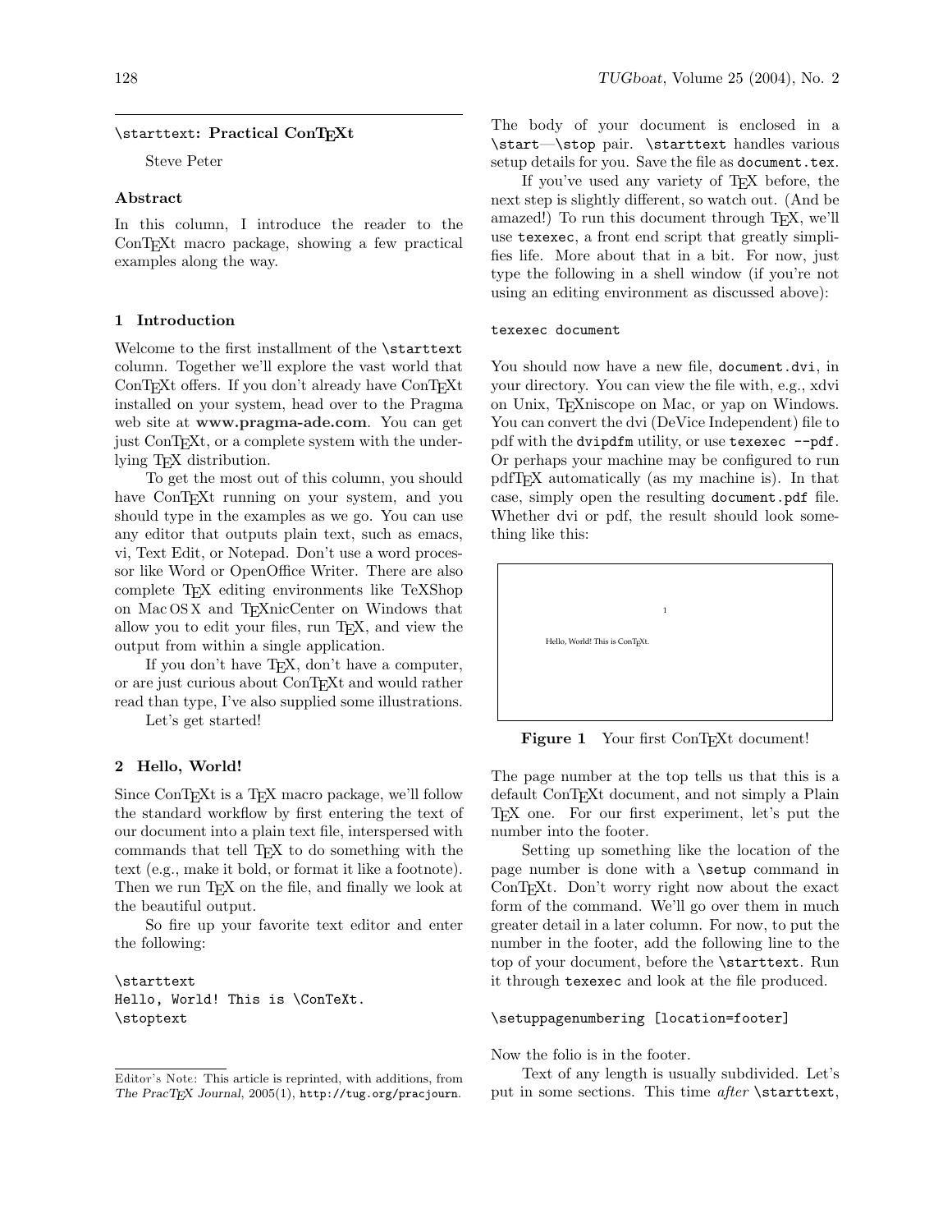## \starttext: Practical ConTEXt

Steve Peter

### Abstract

In this column, I introduce the reader to the ConTEXt macro package, showing a few practical examples along the way.

### 1 Introduction

Welcome to the first installment of the `\starttext` column. Together we'll explore the vast world that ConTEXt offers. If you don't already have ConTEXt installed on your system, head over to the Pragma web site at **www.pragma-ade.com**. You can get just ConTEXt, or a complete system with the underlying TEX distribution.

To get the most out of this column, you should have ConTEXt running on your system, and you should type in the examples as we go. You can use any editor that outputs plain text, such as emacs, vi, Text Edit, or Notepad. Don't use a word processor like Word or OpenOffice Writer. There are also complete TEX editing environments like TeXShop on Mac OS X and TEXnicCenter on Windows that allow you to edit your files, run TEX, and view the output from within a single application.

If you don't have TEX, don't have a computer, or are just curious about ConTEXt and would rather read than type, I've also supplied some illustrations.

Let's get started!

### 2 Hello, World!

Since ConTEXt is a TEX macro package, we'll follow the standard workflow by first entering the text of our document into a plain text file, interspersed with commands that tell TEX to do something with the text (e.g., make it bold, or format it like a footnote). Then we run TEX on the file, and finally we look at the beautiful output.

So fire up your favorite text editor and enter the following:

```
\starttext
Hello, World! This is \ConTeXt.
\stoptext
```

The body of your document is enclosed in a `\start`—`\stop` pair. `\starttext` handles various setup details for you. Save the file as `document.tex`.

If you've used any variety of TEX before, the next step is slightly different, so watch out. (And be amazed!) To run this document through TEX, we'll use `texexec`, a front end script that greatly simplifies life. More about that in a bit. For now, just type the following in a shell window (if you're not using an editing environment as discussed above):

```
texexec document
```

You should now have a new file, `document.dvi`, in your directory. You can view the file with, e.g., xdvi on Unix, TEXniscope on Mac, or yap on Windows. You can convert the dvi (DeVice Independent) file to pdf with the `dvipdfm` utility, or use `texexec --pdf`. Or perhaps your machine may be configured to run pdfTEX automatically (as my machine is). In that case, simply open the resulting `document.pdf` file. Whether dvi or pdf, the result should look something like this:

1

Hello, World! This is ConTEXt.

**Figure 1** Your first ConTEXt document!

The page number at the top tells us that this is a default ConTEXt document, and not simply a Plain TEX one. For our first experiment, let's put the number into the footer.

Setting up something like the location of the page number is done with a `\setup` command in ConTEXt. Don't worry right now about the exact form of the command. We'll go over them in much greater detail in a later column. For now, to put the number in the footer, add the following line to the top of your document, before the `\starttext`. Run it through `texexec` and look at the file produced.

```
\setuppagenumbering [location=footer]
```

Now the folio is in the footer.

Text of any length is usually subdivided. Let's put in some sections. This time *after* `\starttext`,

---

Editor's Note: This article is reprinted, with additions, from *The PracTEX Journal*, 2005(1), `http://tug.org/pracjourn`.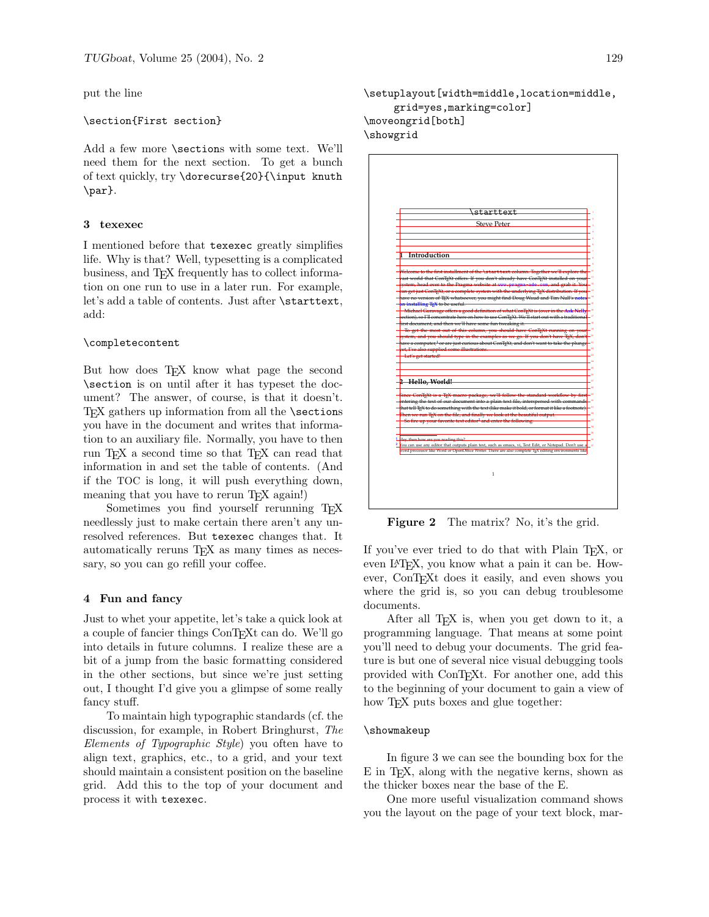put the line

```
\section{First section}
```

Add a few more `\section`s with some text. We'll need them for the next section. To get a bunch of text quickly, try `\dorecurse{20}{\input knuth \par}`.

## 3 texexec

I mentioned before that `texexec` greatly simplifies life. Why is that? Well, typesetting is a complicated business, and TEX frequently has to collect information on one run to use in a later run. For example, let's add a table of contents. Just after `\starttext`, add:

```
\completecontent
```

But how does TEX know what page the second `\section` is on until after it has typeset the document? The answer, of course, is that it doesn't. TEX gathers up information from all the `\section`s you have in the document and writes that information to an auxiliary file. Normally, you have to then run TEX a second time so that TEX can read that information in and set the table of contents. (And if the TOC is long, it will push everything down, meaning that you have to rerun TEX again!)

Sometimes you find yourself rerunning TEX needlessly just to make certain there aren't any unresolved references. But `texexec` changes that. It automatically reruns TEX as many times as necessary, so you can go refill your coffee.

## 4 Fun and fancy

Just to whet your appetite, let's take a quick look at a couple of fancier things ConTEXt can do. We'll go into details in future columns. I realize these are a bit of a jump from the basic formatting considered in the other sections, but since we're just setting out, I thought I'd give you a glimpse of some really fancy stuff.

To maintain high typographic standards (cf. the discussion, for example, in Robert Bringhurst, *The Elements of Typographic Style*) you often have to align text, graphics, etc., to a grid, and your text should maintain a consistent position on the baseline grid. Add this to the top of your document and process it with `texexec`.

```
\setuplayout[width=middle,location=middle,
     grid=yes,marking=color]
\moveongrid[both]
\showgrid
```

**Figure 2** The matrix? No, it's the grid.

If you've ever tried to do that with Plain TEX, or even LATEX, you know what a pain it can be. However, ConTEXt does it easily, and even shows you where the grid is, so you can debug troublesome documents.

After all TEX is, when you get down to it, a programming language. That means at some point you'll need to debug your documents. The grid feature is but one of several nice visual debugging tools provided with ConTEXt. For another one, add this to the beginning of your document to gain a view of how TEX puts boxes and glue together:

```
\showmakeup
```

In figure 3 we can see the bounding box for the E in TEX, along with the negative kerns, shown as the thicker boxes near the base of the E.

One more useful visualization command shows you the layout on the page of your text block, mar-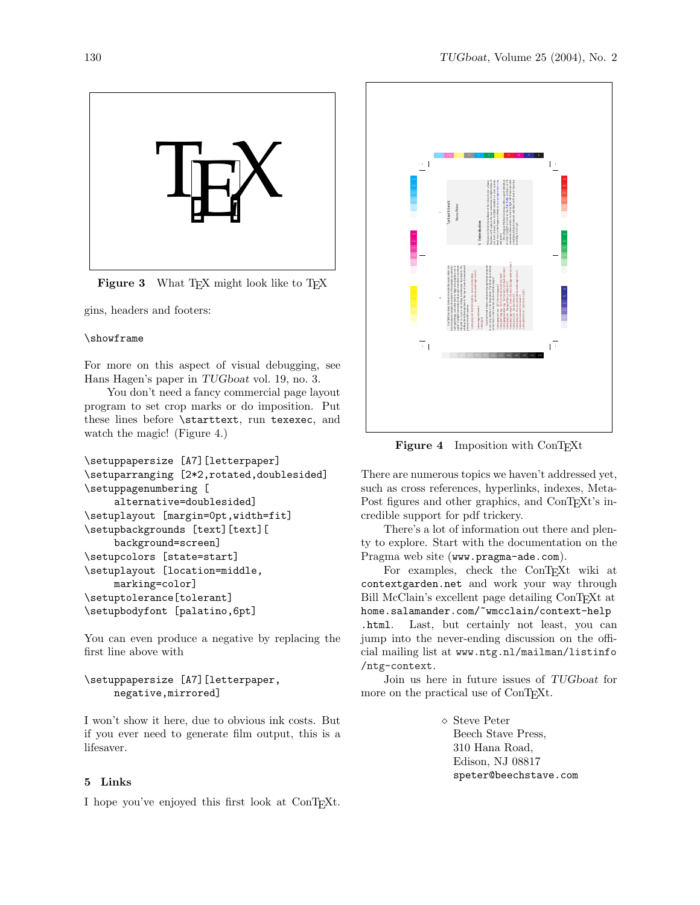Figure 3 What TEX might look like to TEX

gins, headers and footers:

```
\showframe
```

For more on this aspect of visual debugging, see Hans Hagen's paper in *TUGboat* vol. 19, no. 3.

You don't need a fancy commercial page layout program to set crop marks or do imposition. Put these lines before `\starttext`, run `texexec`, and watch the magic! (Figure 4.)

```
\setuppapersize [A7][letterpaper]
\setuparranging [2*2,rotated,doublesided]
\setuppagenumbering [
     alternative=doublesided]
\setuplayout [margin=0pt,width=fit]
\setupbackgrounds [text][text][
     background=screen]
\setupcolors [state=start]
\setuplayout [location=middle,
     marking=color]
\setuptolerance[tolerant]
\setupbodyfont [palatino,6pt]
```

You can even produce a negative by replacing the first line above with

```
\setuppapersize [A7][letterpaper,
     negative,mirrored]
```

I won't show it here, due to obvious ink costs. But if you ever need to generate film output, this is a lifesaver.

## 5 Links

I hope you've enjoyed this first look at ConTEXt.

Figure 4 Imposition with ConTEXt

There are numerous topics we haven't addressed yet, such as cross references, hyperlinks, indexes, MetaPost figures and other graphics, and ConTEXt's incredible support for pdf trickery.

There's a lot of information out there and plenty to explore. Start with the documentation on the Pragma web site (`www.pragma-ade.com`).

For examples, check the ConTEXt wiki at `contextgarden.net` and work your way through Bill McClain's excellent page detailing ConTEXt at `home.salamander.com/~wmcclain/context-help.html`. Last, but certainly not least, you can jump into the never-ending discussion on the official mailing list at `www.ntg.nl/mailman/listinfo/ntg-context`.

Join us here in future issues of *TUGboat* for more on the practical use of ConTEXt.

◇ Steve Peter
Beech Stave Press,
310 Hana Road,
Edison, NJ 08817
`speter@beechstave.com`